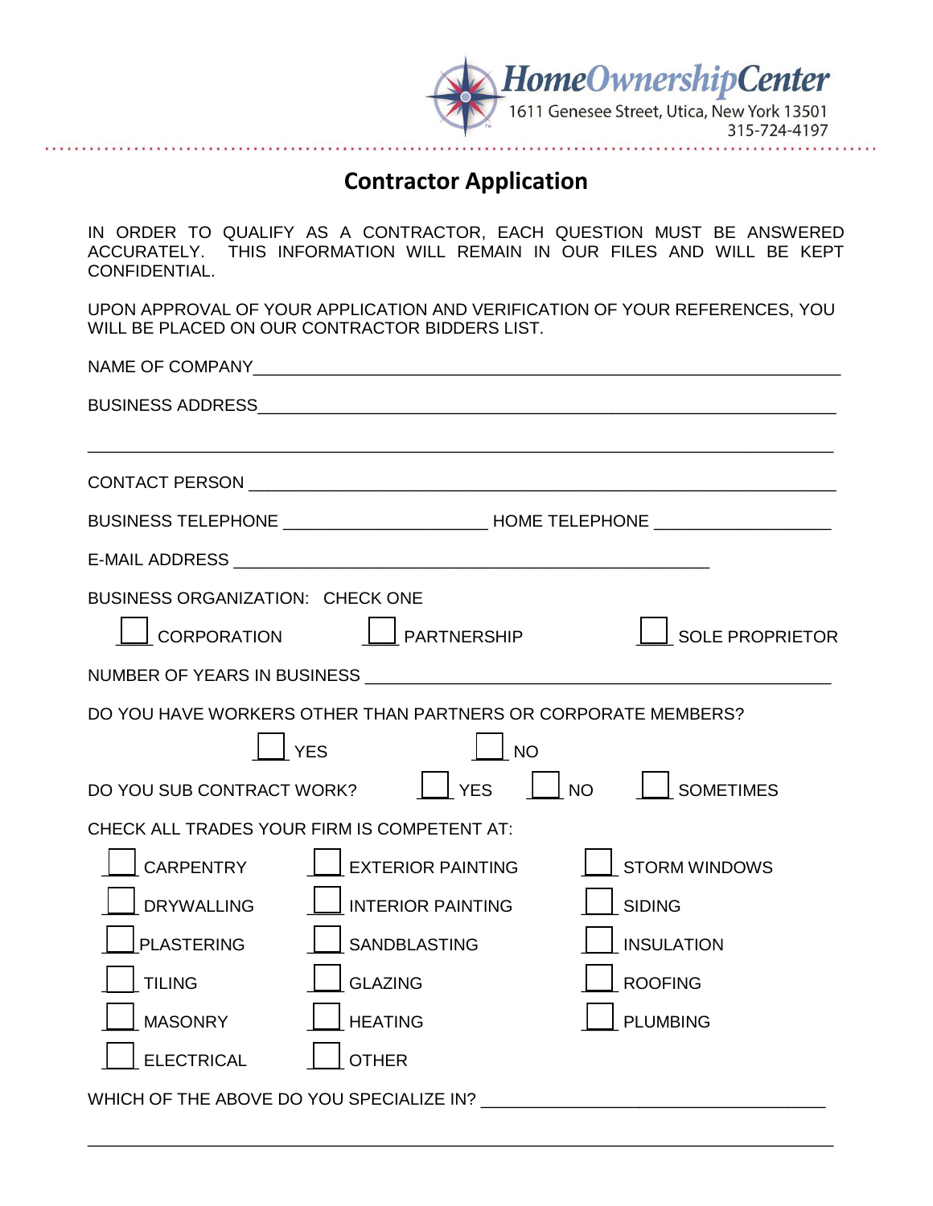HomeOwnershipCenter
1611 Genesee Street, Utica, New York 13501
315-724-4197

# Contractor Application

IN ORDER TO QUALIFY AS A CONTRACTOR, EACH QUESTION MUST BE ANSWERED ACCURATELY. THIS INFORMATION WILL REMAIN IN OUR FILES AND WILL BE KEPT CONFIDENTIAL.

UPON APPROVAL OF YOUR APPLICATION AND VERIFICATION OF YOUR REFERENCES, YOU WILL BE PLACED ON OUR CONTRACTOR BIDDERS LIST.

NAME OF COMPANY_______________________________________________________________

BUSINESS ADDRESS______________________________________________________________

_______________________________________________________________________________

CONTACT PERSON ______________________________________________________________

BUSINESS TELEPHONE ____________________ HOME TELEPHONE _________________

E-MAIL ADDRESS ____________________________________________

BUSINESS ORGANIZATION: CHECK ONE

☐ CORPORATION ☐ PARTNERSHIP ☐ SOLE PROPRIETOR

NUMBER OF YEARS IN BUSINESS ____________________________________________

DO YOU HAVE WORKERS OTHER THAN PARTNERS OR CORPORATE MEMBERS?

☐ YES ☐ NO

DO YOU SUB CONTRACT WORK? ☐ YES ☐ NO ☐ SOMETIMES

CHECK ALL TRADES YOUR FIRM IS COMPETENT AT:

| | | |
|---|---|---|
| ☐ CARPENTRY | ☐ EXTERIOR PAINTING | ☐ STORM WINDOWS |
| ☐ DRYWALLING | ☐ INTERIOR PAINTING | ☐ SIDING |
| ☐ PLASTERING | ☐ SANDBLASTING | ☐ INSULATION |
| ☐ TILING | ☐ GLAZING | ☐ ROOFING |
| ☐ MASONRY | ☐ HEATING | ☐ PLUMBING |
| ☐ ELECTRICAL | ☐ OTHER | |

WHICH OF THE ABOVE DO YOU SPECIALIZE IN? ________________________________

_______________________________________________________________________________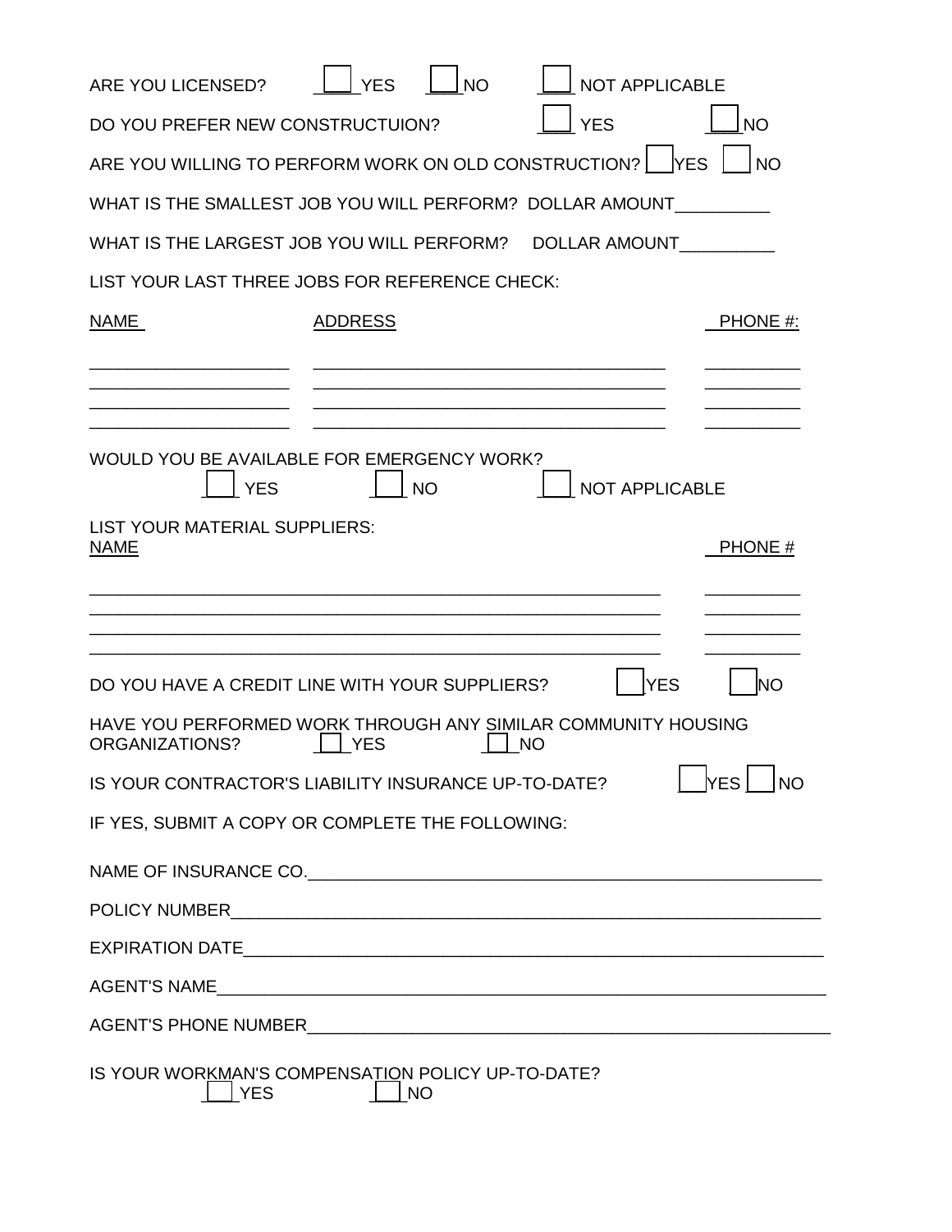ARE YOU LICENSED? ☐ YES ☐ NO ☐ NOT APPLICABLE

DO YOU PREFER NEW CONSTRUCTUION? ☐ YES ☐ NO

ARE YOU WILLING TO PERFORM WORK ON OLD CONSTRUCTION? ☐ YES ☐ NO

WHAT IS THE SMALLEST JOB YOU WILL PERFORM? DOLLAR AMOUNT__________

WHAT IS THE LARGEST JOB YOU WILL PERFORM? DOLLAR AMOUNT__________

LIST YOUR LAST THREE JOBS FOR REFERENCE CHECK:

| NAME | ADDRESS | PHONE #: |
|---|---|---|
| | | |
| | | |
| | | |
| | | |

WOULD YOU BE AVAILABLE FOR EMERGENCY WORK?

☐ YES ☐ NO ☐ NOT APPLICABLE

LIST YOUR MATERIAL SUPPLIERS:

| NAME | PHONE # |
|---|---|
| | |
| | |
| | |
| | |

DO YOU HAVE A CREDIT LINE WITH YOUR SUPPLIERS? ☐ YES ☐ NO

HAVE YOU PERFORMED WORK THROUGH ANY SIMILAR COMMUNITY HOUSING ORGANIZATIONS? ☐ YES ☐ NO

IS YOUR CONTRACTOR'S LIABILITY INSURANCE UP-TO-DATE? ☐ YES ☐ NO

IF YES, SUBMIT A COPY OR COMPLETE THE FOLLOWING:

NAME OF INSURANCE CO.________________________________________________________

POLICY NUMBER________________________________________________________

EXPIRATION DATE________________________________________________________

AGENT'S NAME________________________________________________________

AGENT'S PHONE NUMBER________________________________________________________

IS YOUR WORKMAN'S COMPENSATION POLICY UP-TO-DATE?

☐ YES ☐ NO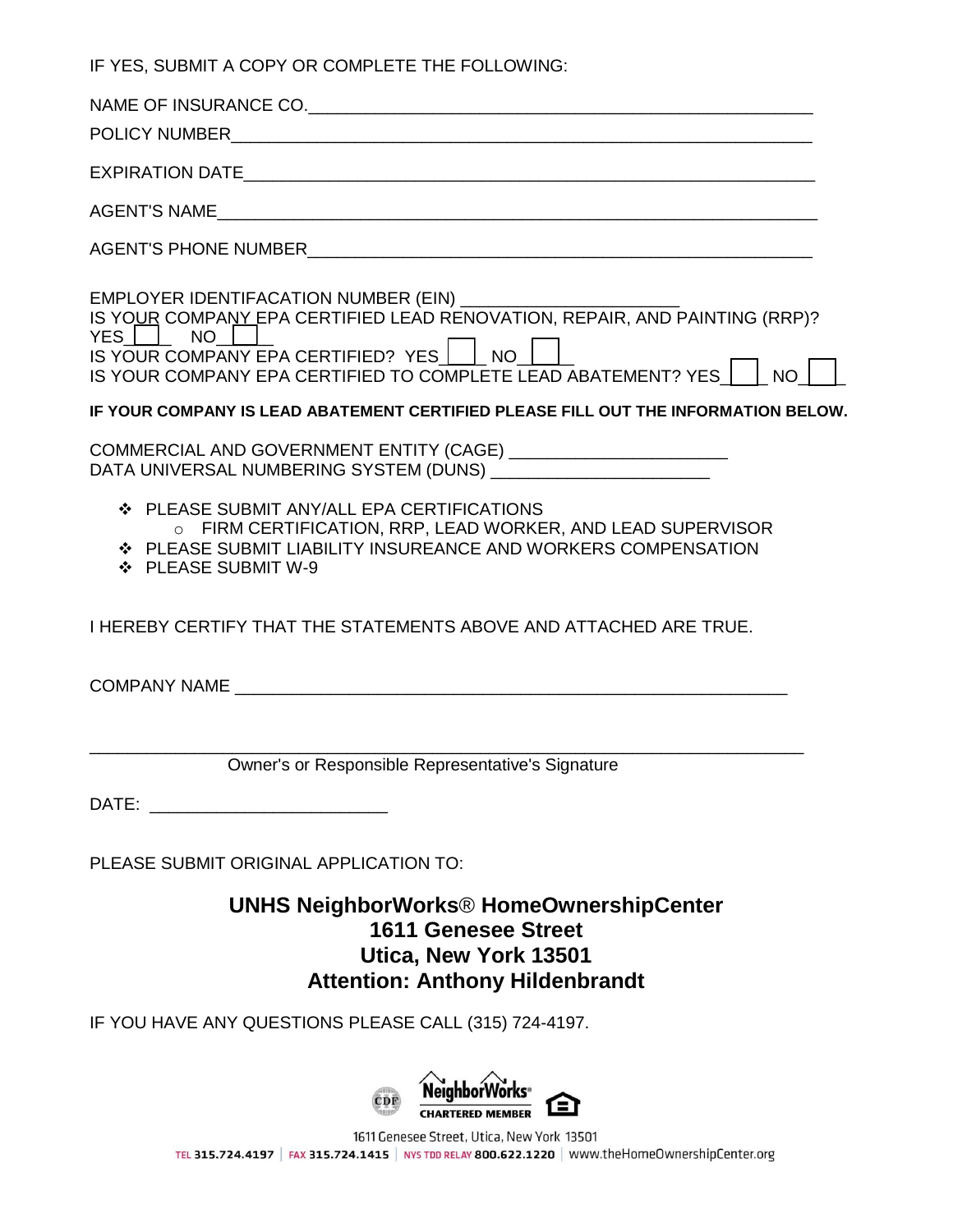IF YES, SUBMIT A COPY OR COMPLETE THE FOLLOWING:

NAME OF INSURANCE CO.______________________________________________________

POLICY NUMBER___________________________________________________________

EXPIRATION DATE_________________________________________________________

AGENT'S NAME____________________________________________________________

AGENT'S PHONE NUMBER____________________________________________________

EMPLOYER IDENTIFACATION NUMBER (EIN) ______________________
IS YOUR COMPANY EPA CERTIFIED LEAD RENOVATION, REPAIR, AND PAINTING (RRP)?
YES____ NO____
IS YOUR COMPANY EPA CERTIFIED? YES____ NO____
IS YOUR COMPANY EPA CERTIFIED TO COMPLETE LEAD ABATEMENT? YES____ NO____

**IF YOUR COMPANY IS LEAD ABATEMENT CERTIFIED PLEASE FILL OUT THE INFORMATION BELOW.**

COMMERCIAL AND GOVERNMENT ENTITY (CAGE) ______________________
DATA UNIVERSAL NUMBERING SYSTEM (DUNS) ______________________

- PLEASE SUBMIT ANY/ALL EPA CERTIFICATIONS
  - FIRM CERTIFICATION, RRP, LEAD WORKER, AND LEAD SUPERVISOR
- PLEASE SUBMIT LIABILITY INSUREANCE AND WORKERS COMPENSATION
- PLEASE SUBMIT W-9

I HEREBY CERTIFY THAT THE STATEMENTS ABOVE AND ATTACHED ARE TRUE.

COMPANY NAME ________________________________________________________

______________________________________________________________________
Owner's or Responsible Representative's Signature

DATE: ________________________

PLEASE SUBMIT ORIGINAL APPLICATION TO:

**UNHS NeighborWorks® HomeOwnershipCenter**
**1611 Genesee Street**
**Utica, New York 13501**
**Attention: Anthony Hildenbrandt**

IF YOU HAVE ANY QUESTIONS PLEASE CALL (315) 724-4197.

NeighborWorks® CHARTERED MEMBER

1611 Genesee Street, Utica, New York 13501
TEL 315.724.4197 | FAX 315.724.1415 | NYS TDD RELAY 800.622.1220 | www.theHomeOwnershipCenter.org